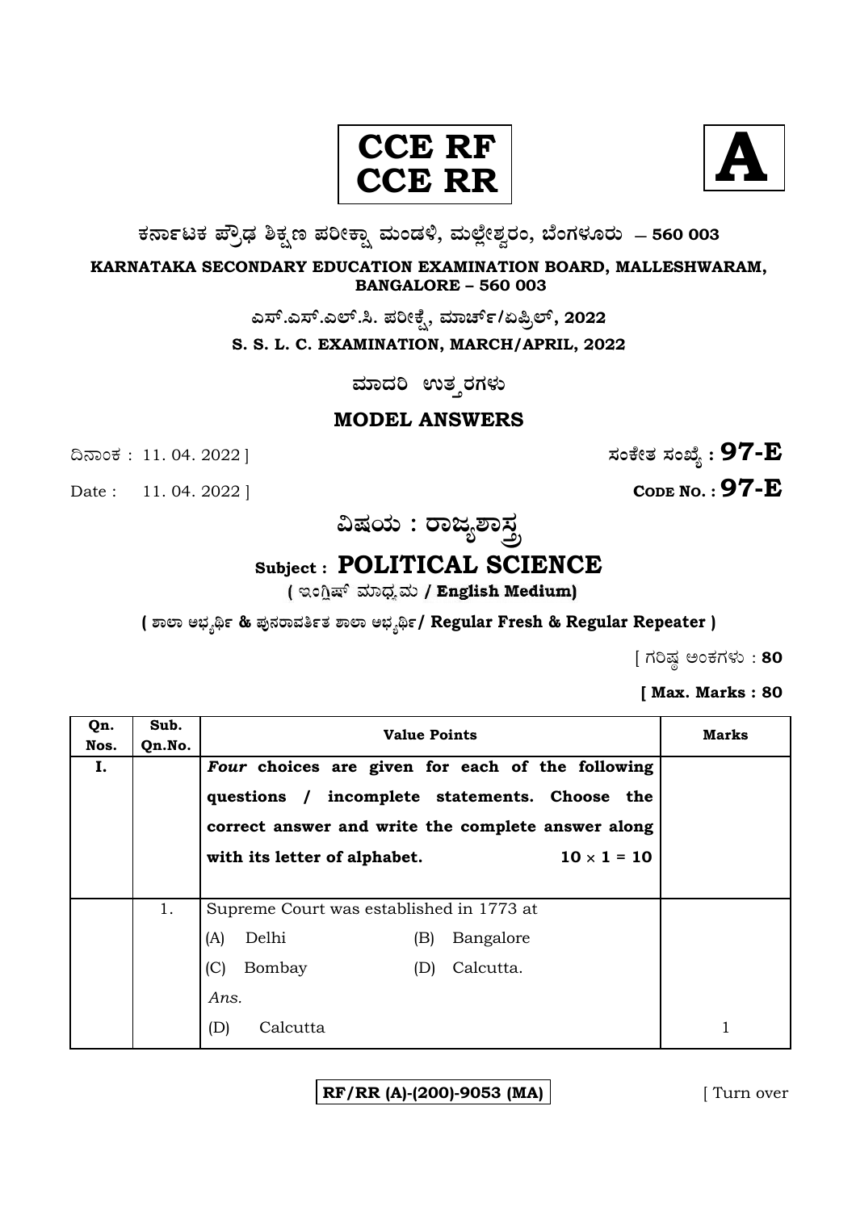**CCE RF**
**CCE RR**

**A**

**ಕರ್ನಾಟಕ ಪ್ರೌಢ ಶಿಕ್ಷಣ ಪರೀಕ್ಷಾ ಮಂಡಳಿ, ಮಲ್ಲೇಶ್ವರಂ, ಬೆಂಗಳೂರು — 560 003**

**KARNATAKA SECONDARY EDUCATION EXAMINATION BOARD, MALLESHWARAM, BANGALORE – 560 003**

**ಎಸ್.ಎಸ್.ಎಲ್.ಸಿ. ಪರೀಕ್ಷೆ, ಮಾರ್ಚ್/ಏಪ್ರಿಲ್, 2022**

**S. S. L. C. EXAMINATION, MARCH/APRIL, 2022**

**ಮಾದರಿ ಉತ್ತರಗಳು**

**MODEL ANSWERS**

ದಿನಾಂಕ : 11. 04. 2022 ] **ಸಂಕೇತ ಸಂಖ್ಯೆ : 97-E**

Date : 11. 04. 2022 ] **CODE NO. : 97-E**

**ವಿಷಯ : ರಾಜ್ಯಶಾಸ್ತ್ರ**

**Subject : POLITICAL SCIENCE**

**( ಇಂಗ್ಲಿಷ್ ಮಾಧ್ಯಮ / English Medium)**

**( ಶಾಲಾ ಅಭ್ಯರ್ಥಿ & ಪುನರಾವರ್ತಿತ ಶಾಲಾ ಅಭ್ಯರ್ಥಿ / Regular Fresh & Regular Repeater )**

[ ಗರಿಷ್ಠ ಅಂಕಗಳು : **80**

**[ Max. Marks : 80**

| Qn. Nos. | Sub. Qn.No. | Value Points | Marks |
|---|---|---|---|
| **I.** | | ***Four* choices are given for each of the following questions / incomplete statements. Choose the correct answer and write the complete answer along with its letter of alphabet.** $10 \times 1 = 10$ | |
| | 1. | Supreme Court was established in 1773 at<br>(A) Delhi (B) Bangalore<br>(C) Bombay (D) Calcutta.<br>*Ans.*<br>(D) Calcutta | 1 |

**RF/RR (A)-(200)-9053 (MA)**

[ Turn over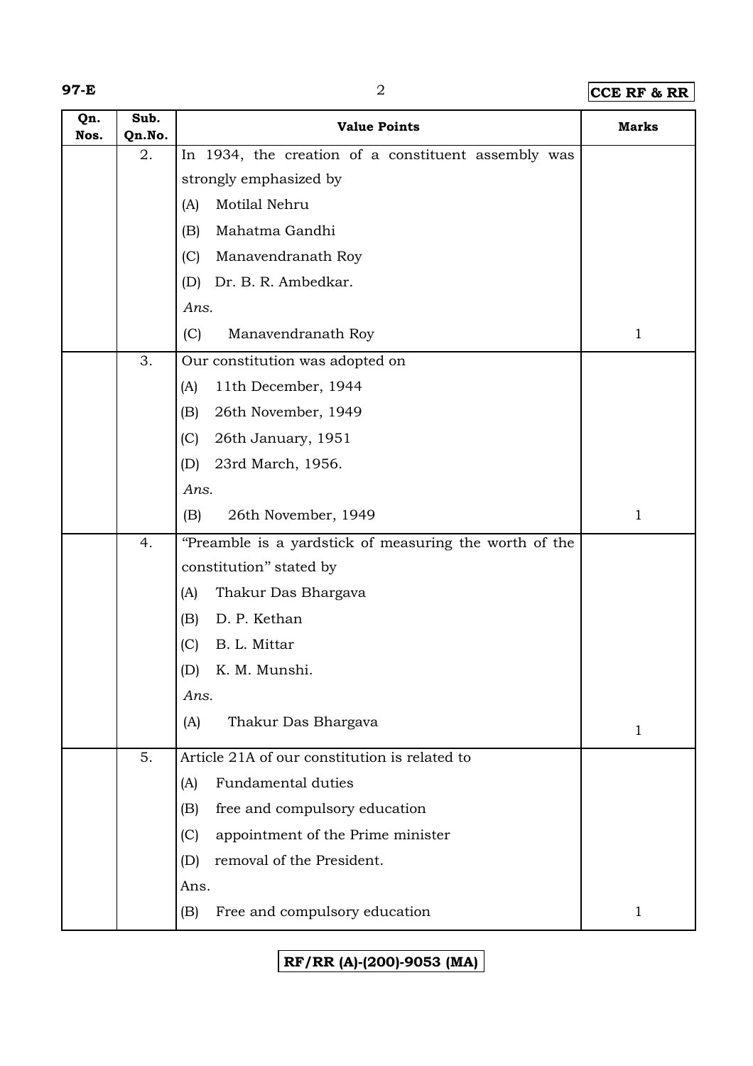| Qn. Nos. | Sub. Qn.No. | Value Points | Marks |
|---|---|---|---|
| | 2. | In 1934, the creation of a constituent assembly was strongly emphasized by<br>(A) Motilal Nehru<br>(B) Mahatma Gandhi<br>(C) Manavendranath Roy<br>(D) Dr. B. R. Ambedkar.<br>*Ans.*<br>(C) Manavendranath Roy | 1 |
| | 3. | Our constitution was adopted on<br>(A) 11th December, 1944<br>(B) 26th November, 1949<br>(C) 26th January, 1951<br>(D) 23rd March, 1956.<br>*Ans.*<br>(B) 26th November, 1949 | 1 |
| | 4. | "Preamble is a yardstick of measuring the worth of the constitution" stated by<br>(A) Thakur Das Bhargava<br>(B) D. P. Kethan<br>(C) B. L. Mittar<br>(D) K. M. Munshi.<br>*Ans.*<br>(A) Thakur Das Bhargava | 1 |
| | 5. | Article 21A of our constitution is related to<br>(A) Fundamental duties<br>(B) free and compulsory education<br>(C) appointment of the Prime minister<br>(D) removal of the President.<br>Ans.<br>(B) Free and compulsory education | 1 |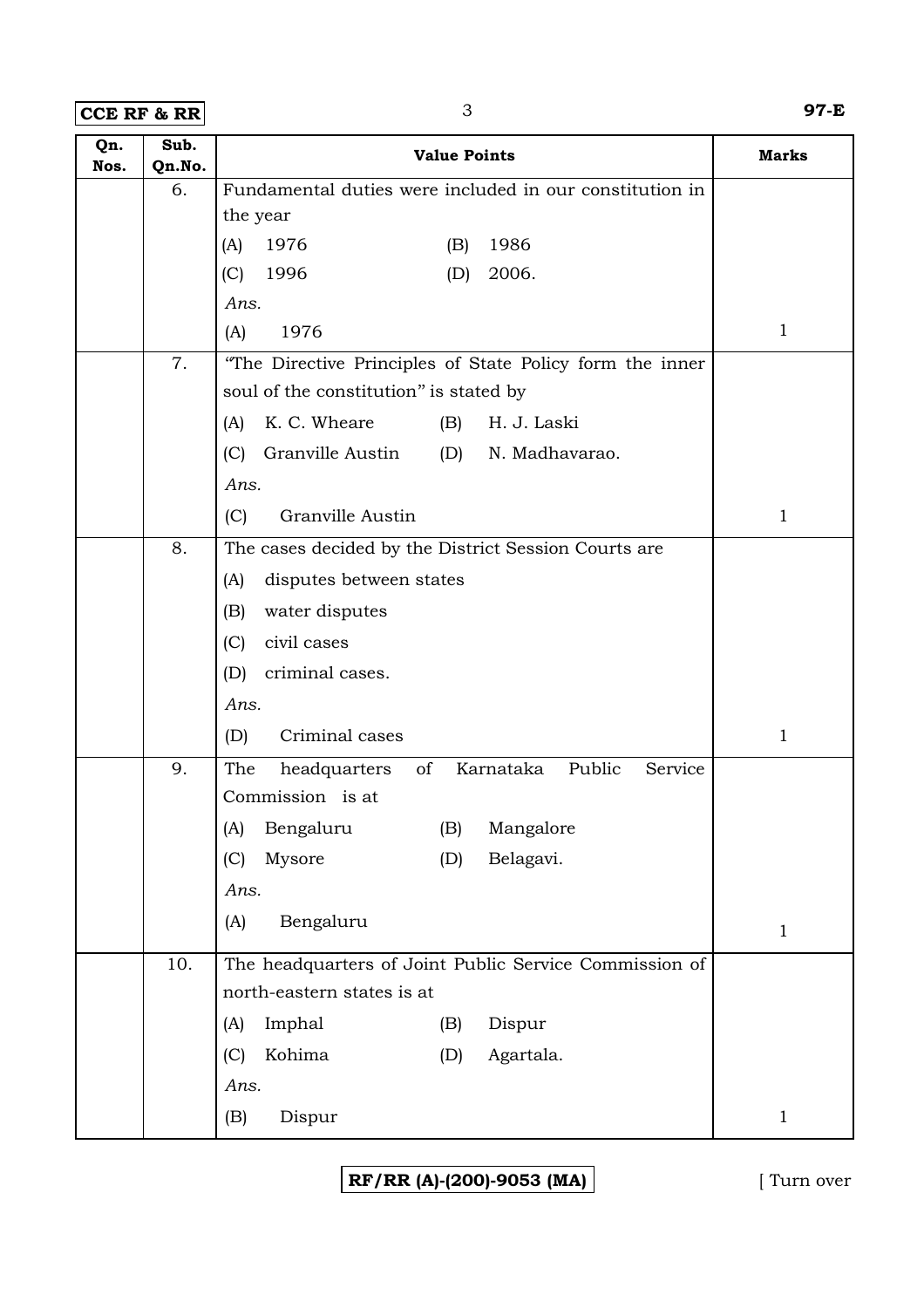| Qn. Nos. | Sub. Qn.No. | Value Points | Marks |
|---|---|---|---|
| | 6. | Fundamental duties were included in our constitution in the year<br>(A) 1976 (B) 1986<br>(C) 1996 (D) 2006.<br>*Ans.*<br>(A) 1976 | 1 |
| | 7. | "The Directive Principles of State Policy form the inner soul of the constitution" is stated by<br>(A) K. C. Wheare (B) H. J. Laski<br>(C) Granville Austin (D) N. Madhavarao.<br>*Ans.*<br>(C) Granville Austin | 1 |
| | 8. | The cases decided by the District Session Courts are<br>(A) disputes between states<br>(B) water disputes<br>(C) civil cases<br>(D) criminal cases.<br>*Ans.*<br>(D) Criminal cases | 1 |
| | 9. | The headquarters of Karnataka Public Service Commission is at<br>(A) Bengaluru (B) Mangalore<br>(C) Mysore (D) Belagavi.<br>*Ans.*<br>(A) Bengaluru | 1 |
| | 10. | The headquarters of Joint Public Service Commission of north-eastern states is at<br>(A) Imphal (B) Dispur<br>(C) Kohima (D) Agartala.<br>*Ans.*<br>(B) Dispur | 1 |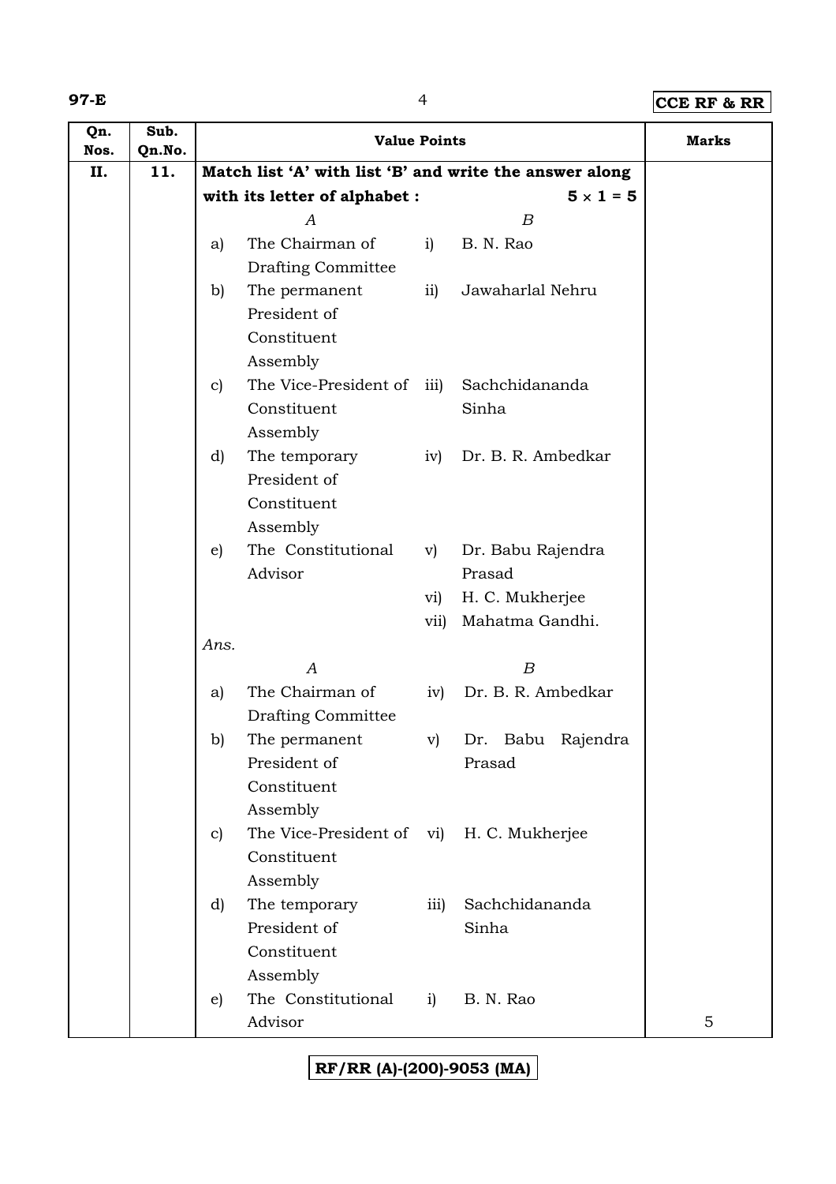| Qn. Nos. | Sub. Qn.No. | Value Points | Marks |
|---|---|---|---|
| II. | 11. | **Match list 'A' with list 'B' and write the answer along with its letter of alphabet : $5 \times 1 = 5$** | |

| | *A* | | *B* |
|---|---|---|---|
| a) | The Chairman of Drafting Committee | i) | B. N. Rao |
| b) | The permanent President of Constituent Assembly | ii) | Jawaharlal Nehru |
| c) | The Vice-President of Constituent Assembly | iii) | Sachchidananda Sinha |
| d) | The temporary President of Constituent Assembly | iv) | Dr. B. R. Ambedkar |
| e) | The Constitutional Advisor | v) | Dr. Babu Rajendra Prasad |
| | | vi) | H. C. Mukherjee |
| | | vii) | Mahatma Gandhi. |

*Ans.*

| | *A* | | *B* |
|---|---|---|---|
| a) | The Chairman of Drafting Committee | iv) | Dr. B. R. Ambedkar |
| b) | The permanent President of Constituent Assembly | v) | Dr. Babu Rajendra Prasad |
| c) | The Vice-President of Constituent Assembly | vi) | H. C. Mukherjee |
| d) | The temporary President of Constituent Assembly | iii) | Sachchidananda Sinha |
| e) | The Constitutional Advisor | i) | B. N. Rao |

Marks: 5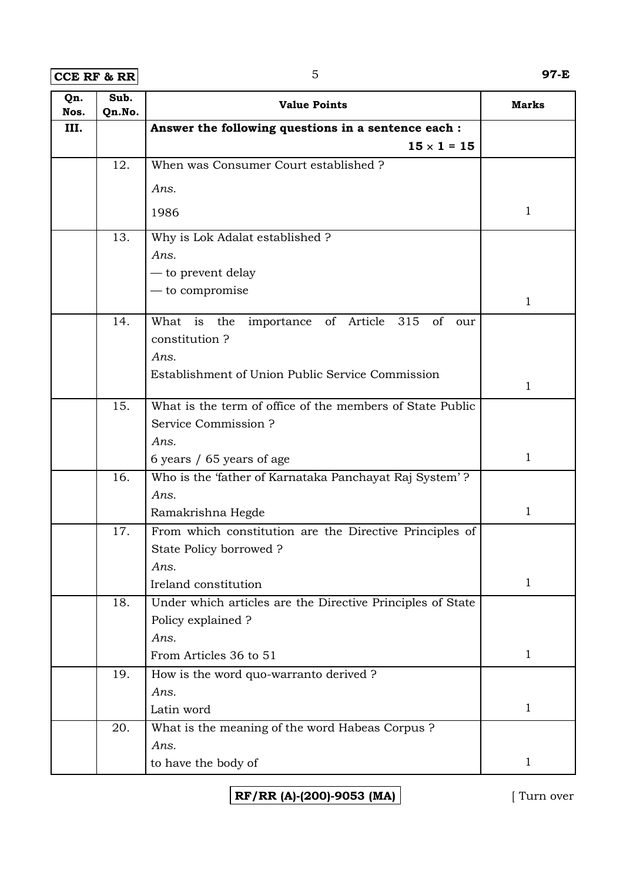| Qn. Nos. | Sub. Qn.No. | Value Points | Marks |
|---|---|---|---|
| III. | | **Answer the following questions in a sentence each :** **15 × 1 = 15** | |
| | 12. | When was Consumer Court established ?<br>*Ans.*<br>1986 | 1 |
| | 13. | Why is Lok Adalat established ?<br>*Ans.*<br>— to prevent delay<br>— to compromise | 1 |
| | 14. | What is the importance of Article 315 of our constitution ?<br>*Ans.*<br>Establishment of Union Public Service Commission | 1 |
| | 15. | What is the term of office of the members of State Public Service Commission ?<br>*Ans.*<br>6 years / 65 years of age | 1 |
| | 16. | Who is the 'father of Karnataka Panchayat Raj System' ?<br>*Ans.*<br>Ramakrishna Hegde | 1 |
| | 17. | From which constitution are the Directive Principles of State Policy borrowed ?<br>*Ans.*<br>Ireland constitution | 1 |
| | 18. | Under which articles are the Directive Principles of State Policy explained ?<br>*Ans.*<br>From Articles 36 to 51 | 1 |
| | 19. | How is the word quo-warranto derived ?<br>*Ans.*<br>Latin word | 1 |
| | 20. | What is the meaning of the word Habeas Corpus ?<br>*Ans.*<br>to have the body of | 1 |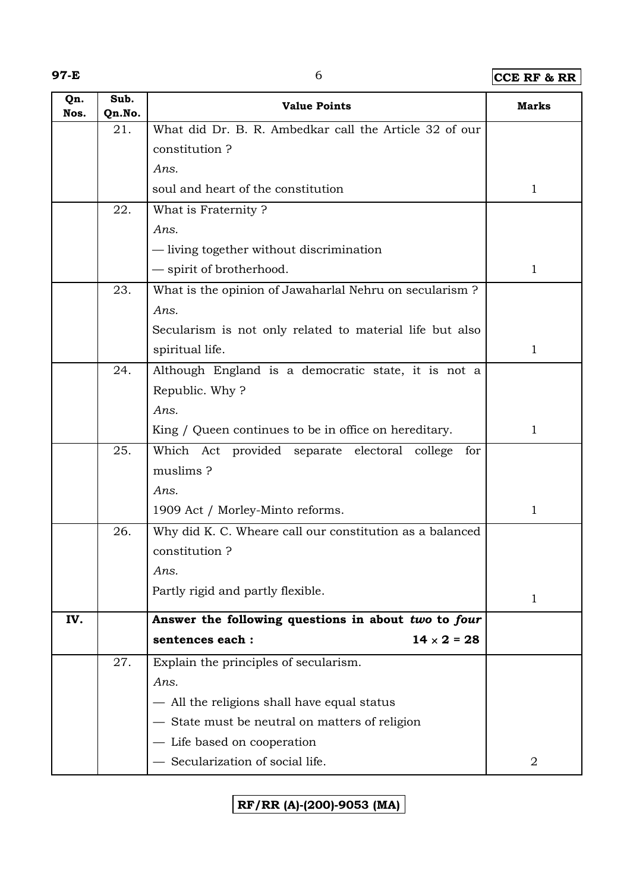| Qn. Nos. | Sub. Qn.No. | Value Points | Marks |
|---|---|---|---|
| | 21. | What did Dr. B. R. Ambedkar call the Article 32 of our constitution ?<br>*Ans.*<br>soul and heart of the constitution | 1 |
| | 22. | What is Fraternity ?<br>*Ans.*<br>— living together without discrimination<br>— spirit of brotherhood. | 1 |
| | 23. | What is the opinion of Jawaharlal Nehru on secularism ?<br>*Ans.*<br>Secularism is not only related to material life but also spiritual life. | 1 |
| | 24. | Although England is a democratic state, it is not a Republic. Why ?<br>*Ans.*<br>King / Queen continues to be in office on hereditary. | 1 |
| | 25. | Which Act provided separate electoral college for muslims ?<br>*Ans.*<br>1909 Act / Morley-Minto reforms. | 1 |
| | 26. | Why did K. C. Wheare call our constitution as a balanced constitution ?<br>*Ans.*<br>Partly rigid and partly flexible. | 1 |
| **IV.** | | **Answer the following questions in about *two* to *four* sentences each :** $14 \times 2 = 28$ | |
| | 27. | Explain the principles of secularism.<br>*Ans.*<br>— All the religions shall have equal status<br>— State must be neutral on matters of religion<br>— Life based on cooperation<br>— Secularization of social life. | 2 |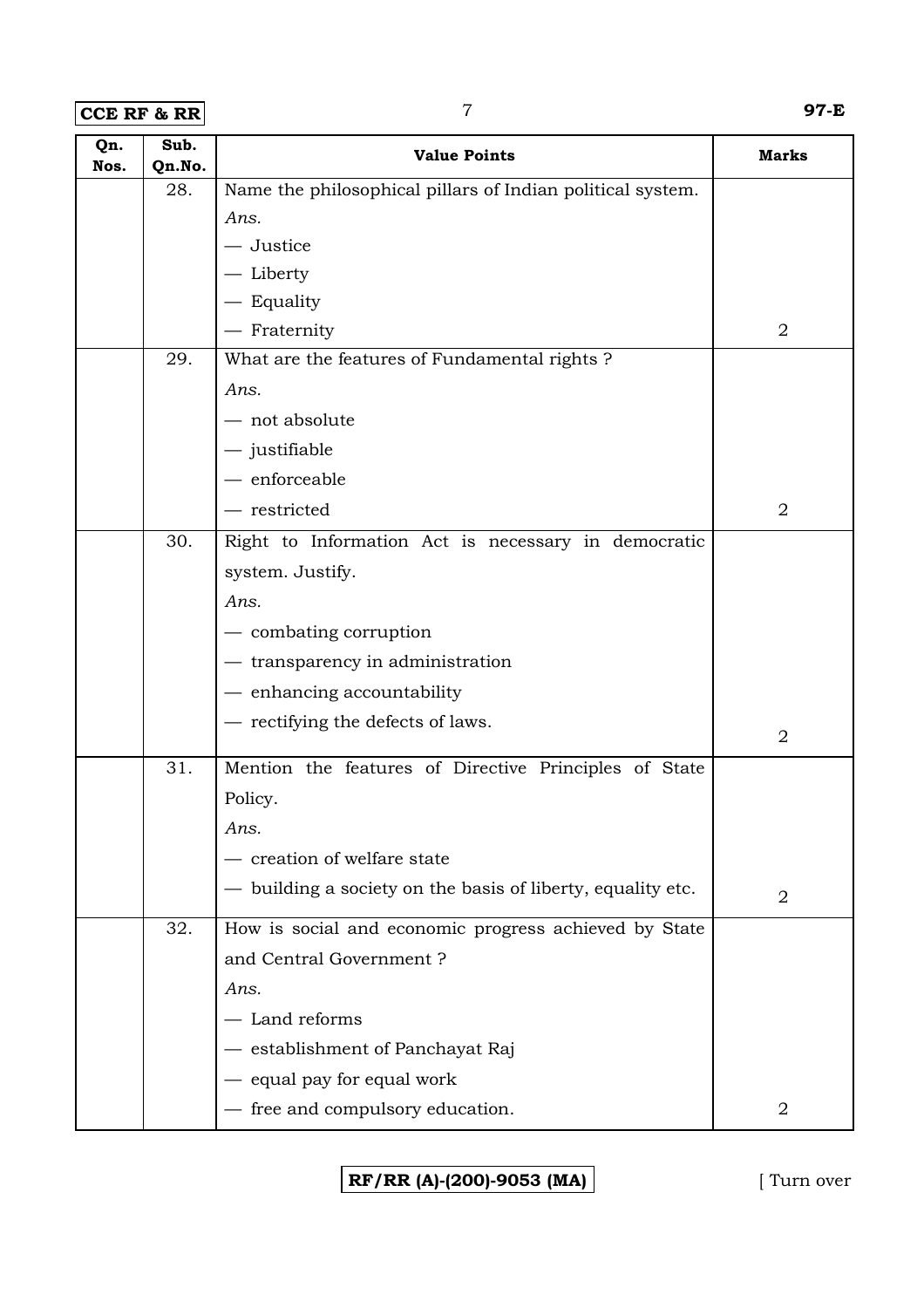| Qn. Nos. | Sub. Qn.No. | Value Points | Marks |
|---|---|---|---|
| | 28. | Name the philosophical pillars of Indian political system.<br>*Ans.*<br>— Justice<br>— Liberty<br>— Equality<br>— Fraternity | 2 |
| | 29. | What are the features of Fundamental rights ?<br>*Ans.*<br>— not absolute<br>— justifiable<br>— enforceable<br>— restricted | 2 |
| | 30. | Right to Information Act is necessary in democratic system. Justify.<br>*Ans.*<br>— combating corruption<br>— transparency in administration<br>— enhancing accountability<br>— rectifying the defects of laws. | 2 |
| | 31. | Mention the features of Directive Principles of State Policy.<br>*Ans.*<br>— creation of welfare state<br>— building a society on the basis of liberty, equality etc. | 2 |
| | 32. | How is social and economic progress achieved by State and Central Government ?<br>*Ans.*<br>— Land reforms<br>— establishment of Panchayat Raj<br>— equal pay for equal work<br>— free and compulsory education. | 2 |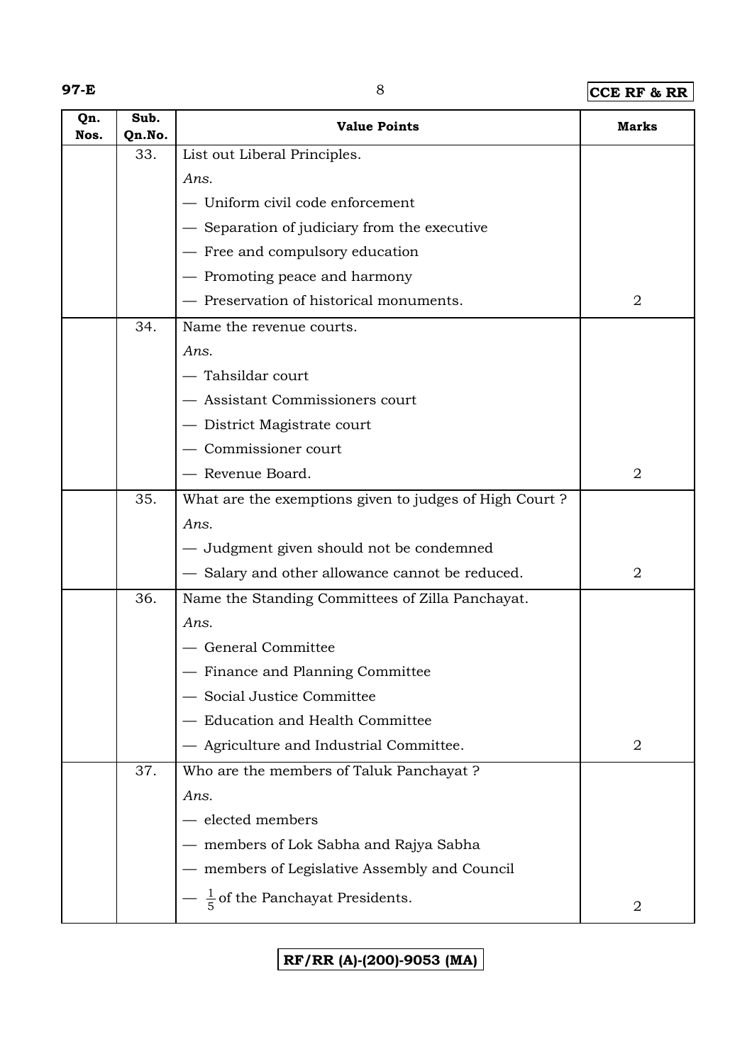| Qn. Nos. | Sub. Qn.No. | Value Points | Marks |
|---|---|---|---|
| | 33. | List out Liberal Principles.<br>*Ans.*<br>— Uniform civil code enforcement<br>— Separation of judiciary from the executive<br>— Free and compulsory education<br>— Promoting peace and harmony<br>— Preservation of historical monuments. | 2 |
| | 34. | Name the revenue courts.<br>*Ans.*<br>— Tahsildar court<br>— Assistant Commissioners court<br>— District Magistrate court<br>— Commissioner court<br>— Revenue Board. | 2 |
| | 35. | What are the exemptions given to judges of High Court ?<br>*Ans.*<br>— Judgment given should not be condemned<br>— Salary and other allowance cannot be reduced. | 2 |
| | 36. | Name the Standing Committees of Zilla Panchayat.<br>*Ans.*<br>— General Committee<br>— Finance and Planning Committee<br>— Social Justice Committee<br>— Education and Health Committee<br>— Agriculture and Industrial Committee. | 2 |
| | 37. | Who are the members of Taluk Panchayat ?<br>*Ans.*<br>— elected members<br>— members of Lok Sabha and Rajya Sabha<br>— members of Legislative Assembly and Council<br>— $\frac{1}{5}$ of the Panchayat Presidents. | 2 |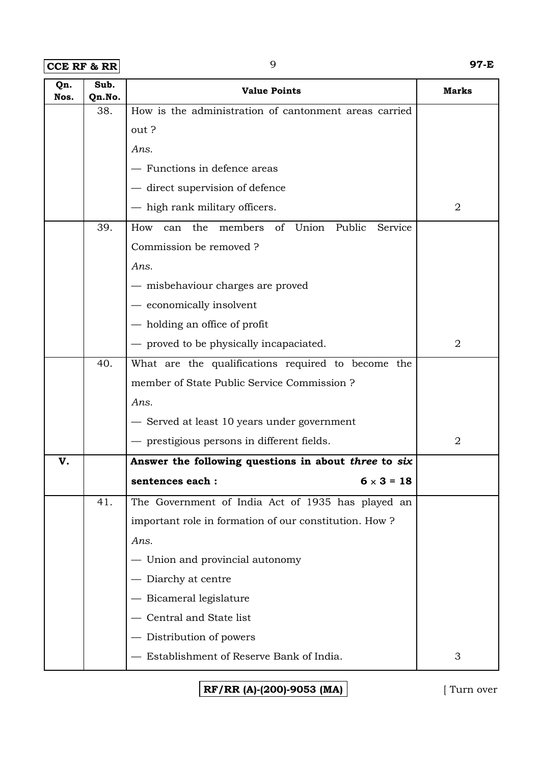| Qn. Nos. | Sub. Qn.No. | Value Points | Marks |
|---|---|---|---|
| | 38. | How is the administration of cantonment areas carried out ?<br>*Ans.*<br>— Functions in defence areas<br>— direct supervision of defence<br>— high rank military officers. | 2 |
| | 39. | How can the members of Union Public Service Commission be removed ?<br>*Ans.*<br>— misbehaviour charges are proved<br>— economically insolvent<br>— holding an office of profit<br>— proved to be physically incapaciated. | 2 |
| | 40. | What are the qualifications required to become the member of State Public Service Commission ?<br>*Ans.*<br>— Served at least 10 years under government<br>— prestigious persons in different fields. | 2 |
| **V.** | | **Answer the following questions in about *three* to *six* sentences each :** **$6 \times 3 = 18$** | |
| | 41. | The Government of India Act of 1935 has played an important role in formation of our constitution. How ?<br>*Ans.*<br>— Union and provincial autonomy<br>— Diarchy at centre<br>— Bicameral legislature<br>— Central and State list<br>— Distribution of powers<br>— Establishment of Reserve Bank of India. | 3 |

RF/RR (A)-(200)-9053 (MA)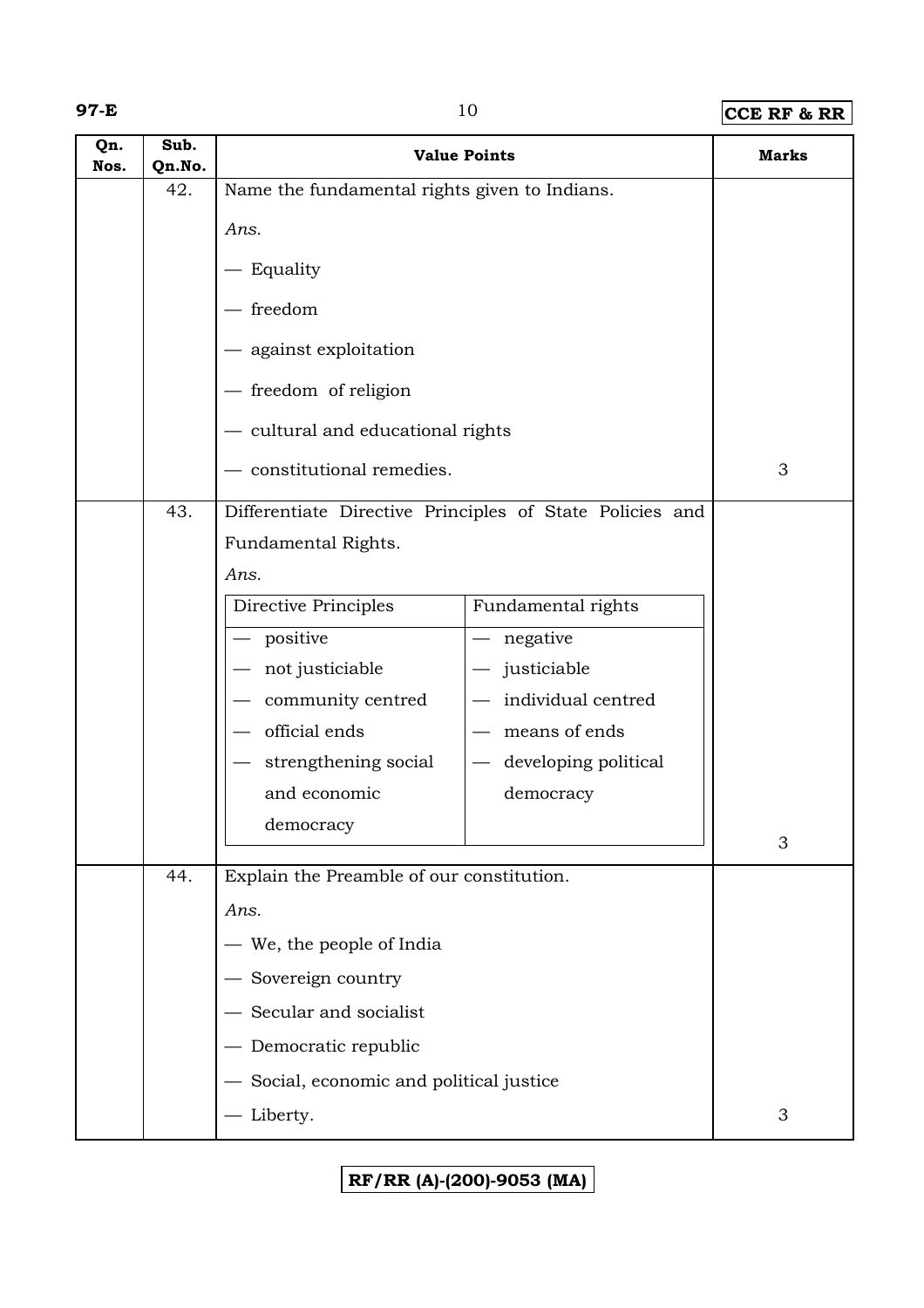| Qn. Nos. | Sub. Qn.No. | Value Points | Marks |
|---|---|---|---|
| | 42. | Name the fundamental rights given to Indians.<br>*Ans.*<br>— Equality<br>— freedom<br>— against exploitation<br>— freedom of religion<br>— cultural and educational rights<br>— constitutional remedies. | 3 |
| | 43. | Differentiate Directive Principles of State Policies and Fundamental Rights.<br>*Ans.*<br>**Directive Principles:** — positive; — not justiciable; — community centred; — official ends; — strengthening social and economic democracy<br>**Fundamental rights:** — negative; — justiciable; — individual centred; — means of ends; — developing political democracy | 3 |
| | 44. | Explain the Preamble of our constitution.<br>*Ans.*<br>— We, the people of India<br>— Sovereign country<br>— Secular and socialist<br>— Democratic republic<br>— Social, economic and political justice<br>— Liberty. | 3 |

Table for Q. 43:

| Directive Principles | Fundamental rights |
|---|---|
| — positive | — negative |
| — not justiciable | — justiciable |
| — community centred | — individual centred |
| — official ends | — means of ends |
| — strengthening social and economic democracy | — developing political democracy |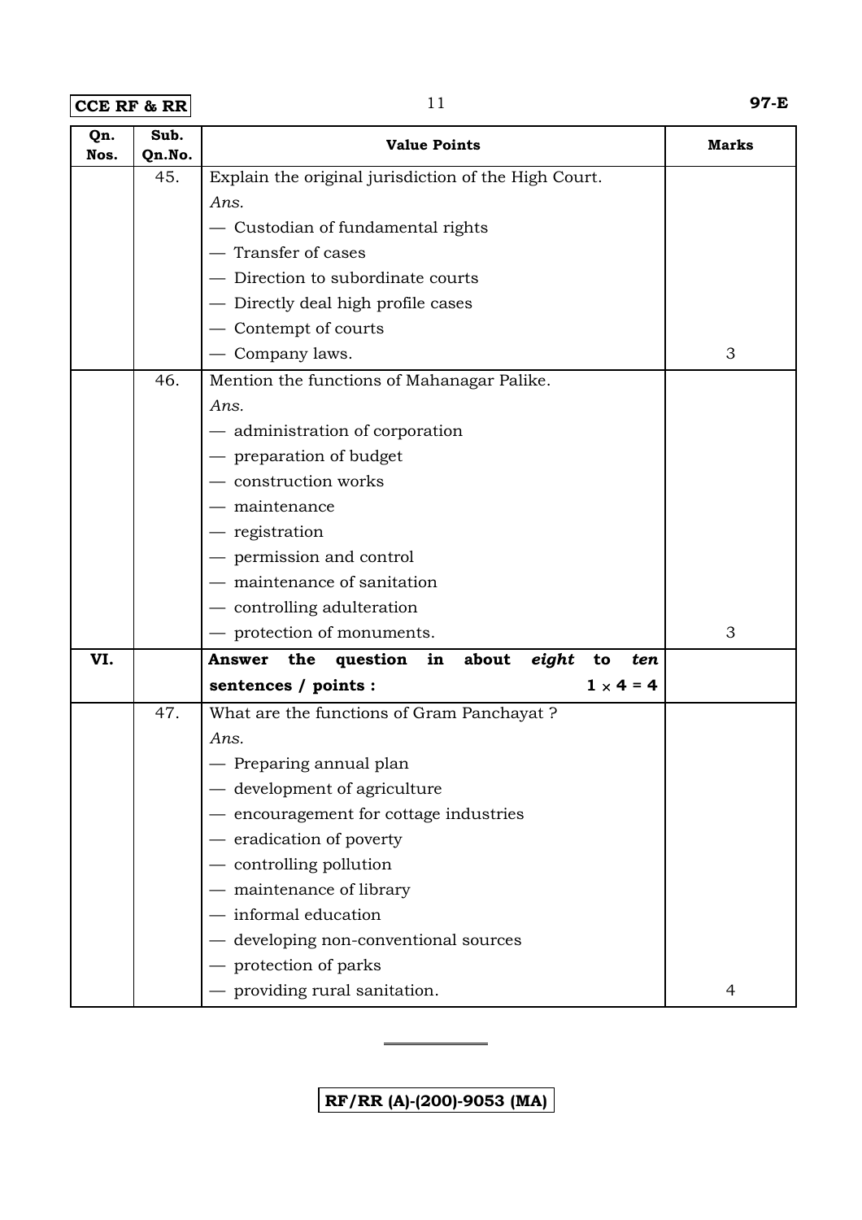| Qn. Nos. | Sub. Qn.No. | Value Points | Marks |
|---|---|---|---|
| | 45. | Explain the original jurisdiction of the High Court.<br>*Ans.*<br>— Custodian of fundamental rights<br>— Transfer of cases<br>— Direction to subordinate courts<br>— Directly deal high profile cases<br>— Contempt of courts<br>— Company laws. | 3 |
| | 46. | Mention the functions of Mahanagar Palike.<br>*Ans.*<br>— administration of corporation<br>— preparation of budget<br>— construction works<br>— maintenance<br>— registration<br>— permission and control<br>— maintenance of sanitation<br>— controlling adulteration<br>— protection of monuments. | 3 |
| **VI.** | | **Answer the question in about *eight* to *ten* sentences / points : $1 \times 4 = 4$** | |
| | 47. | What are the functions of Gram Panchayat ?<br>*Ans.*<br>— Preparing annual plan<br>— development of agriculture<br>— encouragement for cottage industries<br>— eradication of poverty<br>— controlling pollution<br>— maintenance of library<br>— informal education<br>— developing non-conventional sources<br>— protection of parks<br>— providing rural sanitation. | 4 |